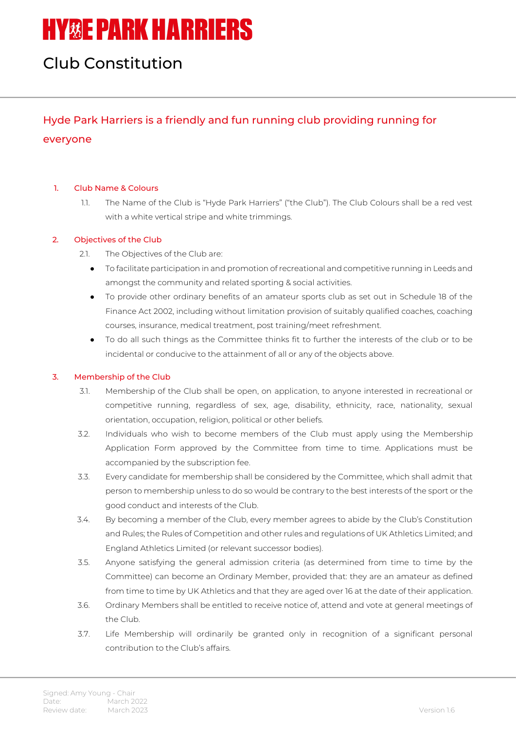# HYDE PARK HARRIERS

# Club Constitution

## Hyde Park Harriers is a friendly and fun running club providing running for everyone

### 1. Club Name & Colours

1.1. The Name of the Club is "Hyde Park Harriers" ("the Club"). The Club Colours shall be a red vest with a white vertical stripe and white trimmings.

### 2. Objectives of the Club

2.1. The Objectives of the Club are:

- To facilitate participation in and promotion of recreational and competitive running in Leeds and amongst the community and related sporting & social activities.
- To provide other ordinary benefits of an amateur sports club as set out in Schedule 18 of the Finance Act 2002, including without limitation provision of suitably qualified coaches, coaching courses, insurance, medical treatment, post training/meet refreshment.
- To do all such things as the Committee thinks fit to further the interests of the club or to be incidental or conducive to the attainment of all or any of the objects above.

### 3. Membership of the Club

3.1. Membership of the Club shall be open, on application, to anyone interested in recreational or competitive running, regardless of sex, age, disability, ethnicity, race, nationality, sexual orientation, occupation, religion, political or other beliefs.

3.2. Individuals who wish to become members of the Club must apply using the Membership Application Form approved by the Committee from time to time. Applications must be accompanied by the subscription fee.

3.3. Every candidate for membership shall be considered by the Committee, which shall admit that person to membership unless to do so would be contrary to the best interests of the sport or the good conduct and interests of the Club.

3.4. By becoming a member of the Club, every member agrees to abide by the Club's Constitution and Rules; the Rules of Competition and other rules and regulations of UK Athletics Limited; and England Athletics Limited (or relevant successor bodies).

3.5. Anyone satisfying the general admission criteria (as determined from time to time by the Committee) can become an Ordinary Member, provided that: they are an amateur as defined from time to time by UK Athletics and that they are aged over 16 at the date of their application.

3.6. Ordinary Members shall be entitled to receive notice of, attend and vote at general meetings of the Club.

3.7. Life Membership will ordinarily be granted only in recognition of a significant personal contribution to the Club's affairs.

Signed: Amy Young - Chair
Date: March 2022
Review date: March 2023
Version 1.6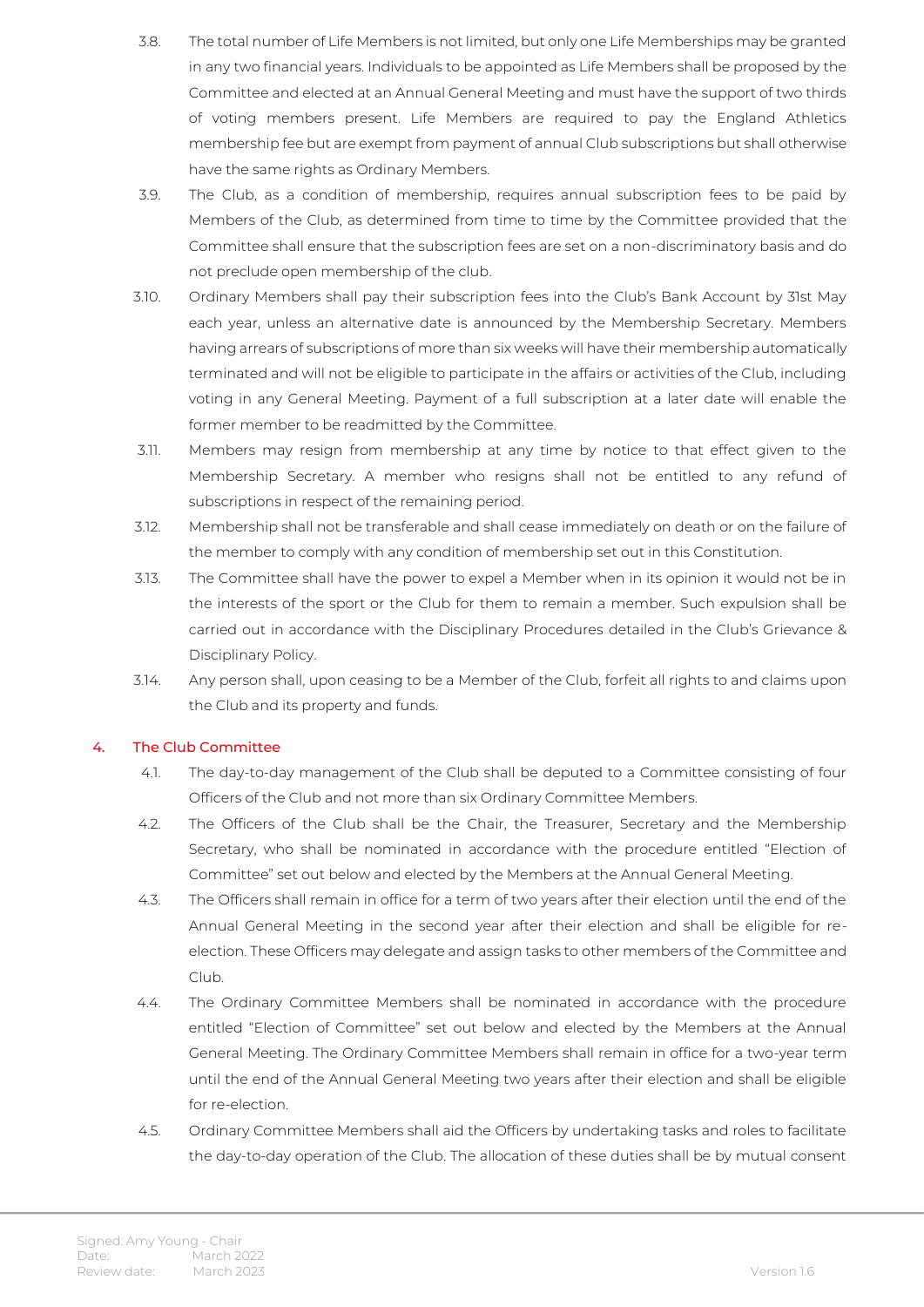3.8. The total number of Life Members is not limited, but only one Life Memberships may be granted in any two financial years. Individuals to be appointed as Life Members shall be proposed by the Committee and elected at an Annual General Meeting and must have the support of two thirds of voting members present. Life Members are required to pay the England Athletics membership fee but are exempt from payment of annual Club subscriptions but shall otherwise have the same rights as Ordinary Members.

3.9. The Club, as a condition of membership, requires annual subscription fees to be paid by Members of the Club, as determined from time to time by the Committee provided that the Committee shall ensure that the subscription fees are set on a non-discriminatory basis and do not preclude open membership of the club.

3.10. Ordinary Members shall pay their subscription fees into the Club's Bank Account by 31st May each year, unless an alternative date is announced by the Membership Secretary. Members having arrears of subscriptions of more than six weeks will have their membership automatically terminated and will not be eligible to participate in the affairs or activities of the Club, including voting in any General Meeting. Payment of a full subscription at a later date will enable the former member to be readmitted by the Committee.

3.11. Members may resign from membership at any time by notice to that effect given to the Membership Secretary. A member who resigns shall not be entitled to any refund of subscriptions in respect of the remaining period.

3.12. Membership shall not be transferable and shall cease immediately on death or on the failure of the member to comply with any condition of membership set out in this Constitution.

3.13. The Committee shall have the power to expel a Member when in its opinion it would not be in the interests of the sport or the Club for them to remain a member. Such expulsion shall be carried out in accordance with the Disciplinary Procedures detailed in the Club's Grievance & Disciplinary Policy.

3.14. Any person shall, upon ceasing to be a Member of the Club, forfeit all rights to and claims upon the Club and its property and funds.

## 4. The Club Committee

4.1. The day-to-day management of the Club shall be deputed to a Committee consisting of four Officers of the Club and not more than six Ordinary Committee Members.

4.2. The Officers of the Club shall be the Chair, the Treasurer, Secretary and the Membership Secretary, who shall be nominated in accordance with the procedure entitled "Election of Committee" set out below and elected by the Members at the Annual General Meeting.

4.3. The Officers shall remain in office for a term of two years after their election until the end of the Annual General Meeting in the second year after their election and shall be eligible for re-election. These Officers may delegate and assign tasks to other members of the Committee and Club.

4.4. The Ordinary Committee Members shall be nominated in accordance with the procedure entitled "Election of Committee" set out below and elected by the Members at the Annual General Meeting. The Ordinary Committee Members shall remain in office for a two-year term until the end of the Annual General Meeting two years after their election and shall be eligible for re-election.

4.5. Ordinary Committee Members shall aid the Officers by undertaking tasks and roles to facilitate the day-to-day operation of the Club. The allocation of these duties shall be by mutual consent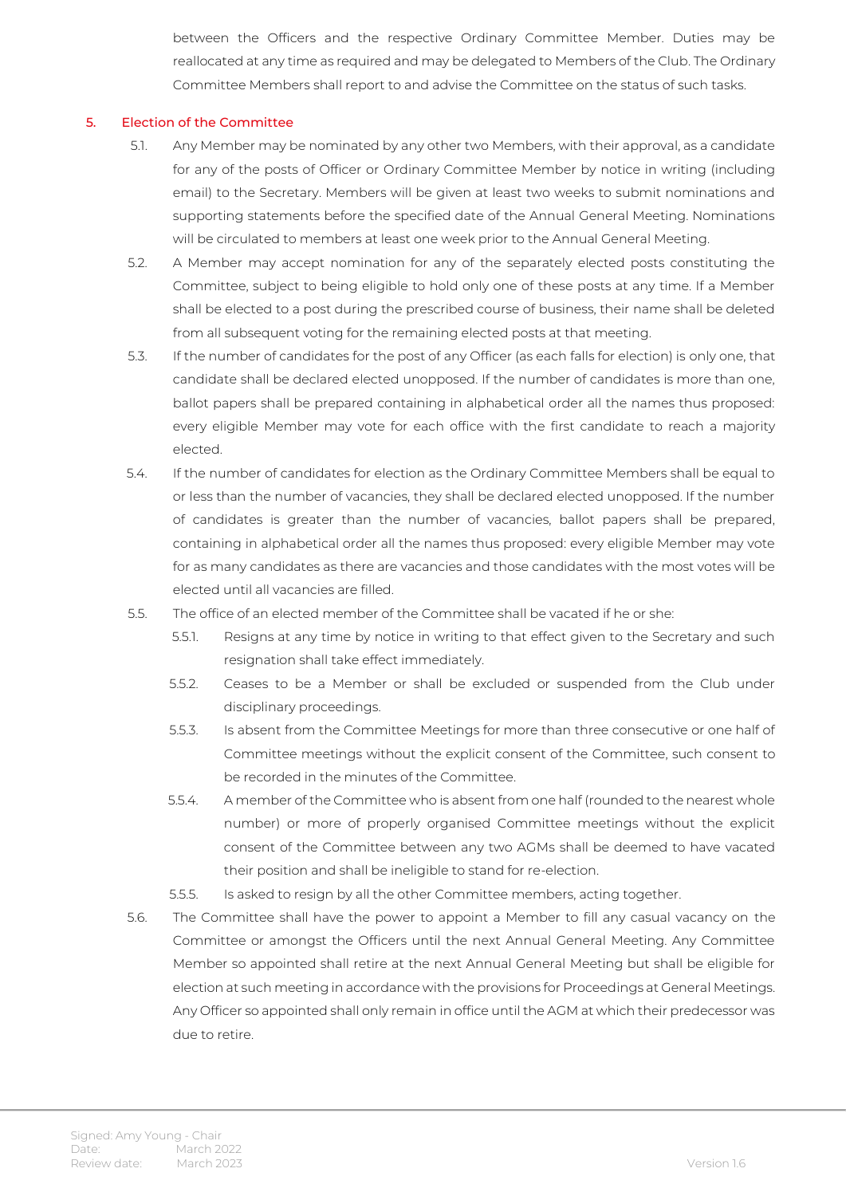between the Officers and the respective Ordinary Committee Member. Duties may be reallocated at any time as required and may be delegated to Members of the Club. The Ordinary Committee Members shall report to and advise the Committee on the status of such tasks.

## 5. Election of the Committee

5.1. Any Member may be nominated by any other two Members, with their approval, as a candidate for any of the posts of Officer or Ordinary Committee Member by notice in writing (including email) to the Secretary. Members will be given at least two weeks to submit nominations and supporting statements before the specified date of the Annual General Meeting. Nominations will be circulated to members at least one week prior to the Annual General Meeting.

5.2. A Member may accept nomination for any of the separately elected posts constituting the Committee, subject to being eligible to hold only one of these posts at any time. If a Member shall be elected to a post during the prescribed course of business, their name shall be deleted from all subsequent voting for the remaining elected posts at that meeting.

5.3. If the number of candidates for the post of any Officer (as each falls for election) is only one, that candidate shall be declared elected unopposed. If the number of candidates is more than one, ballot papers shall be prepared containing in alphabetical order all the names thus proposed: every eligible Member may vote for each office with the first candidate to reach a majority elected.

5.4. If the number of candidates for election as the Ordinary Committee Members shall be equal to or less than the number of vacancies, they shall be declared elected unopposed. If the number of candidates is greater than the number of vacancies, ballot papers shall be prepared, containing in alphabetical order all the names thus proposed: every eligible Member may vote for as many candidates as there are vacancies and those candidates with the most votes will be elected until all vacancies are filled.

5.5. The office of an elected member of the Committee shall be vacated if he or she:

5.5.1. Resigns at any time by notice in writing to that effect given to the Secretary and such resignation shall take effect immediately.

5.5.2. Ceases to be a Member or shall be excluded or suspended from the Club under disciplinary proceedings.

5.5.3. Is absent from the Committee Meetings for more than three consecutive or one half of Committee meetings without the explicit consent of the Committee, such consent to be recorded in the minutes of the Committee.

5.5.4. A member of the Committee who is absent from one half (rounded to the nearest whole number) or more of properly organised Committee meetings without the explicit consent of the Committee between any two AGMs shall be deemed to have vacated their position and shall be ineligible to stand for re-election.

5.5.5. Is asked to resign by all the other Committee members, acting together.

5.6. The Committee shall have the power to appoint a Member to fill any casual vacancy on the Committee or amongst the Officers until the next Annual General Meeting. Any Committee Member so appointed shall retire at the next Annual General Meeting but shall be eligible for election at such meeting in accordance with the provisions for Proceedings at General Meetings. Any Officer so appointed shall only remain in office until the AGM at which their predecessor was due to retire.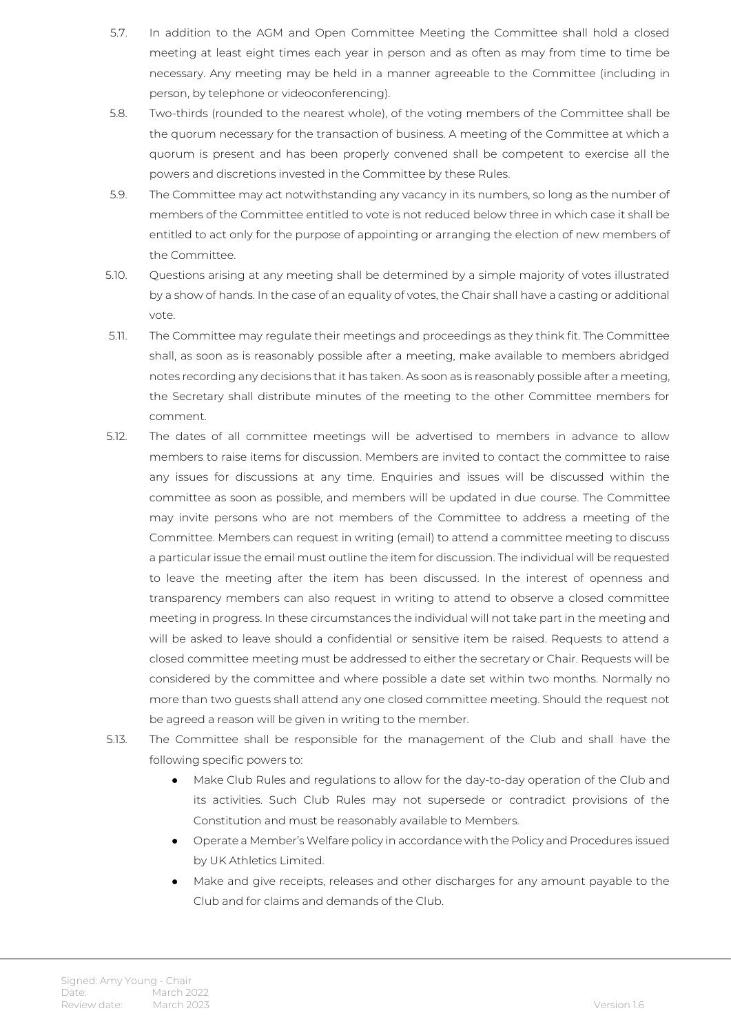5.7. In addition to the AGM and Open Committee Meeting the Committee shall hold a closed meeting at least eight times each year in person and as often as may from time to time be necessary. Any meeting may be held in a manner agreeable to the Committee (including in person, by telephone or videoconferencing).

5.8. Two-thirds (rounded to the nearest whole), of the voting members of the Committee shall be the quorum necessary for the transaction of business. A meeting of the Committee at which a quorum is present and has been properly convened shall be competent to exercise all the powers and discretions invested in the Committee by these Rules.

5.9. The Committee may act notwithstanding any vacancy in its numbers, so long as the number of members of the Committee entitled to vote is not reduced below three in which case it shall be entitled to act only for the purpose of appointing or arranging the election of new members of the Committee.

5.10. Questions arising at any meeting shall be determined by a simple majority of votes illustrated by a show of hands. In the case of an equality of votes, the Chair shall have a casting or additional vote.

5.11. The Committee may regulate their meetings and proceedings as they think fit. The Committee shall, as soon as is reasonably possible after a meeting, make available to members abridged notes recording any decisions that it has taken. As soon as is reasonably possible after a meeting, the Secretary shall distribute minutes of the meeting to the other Committee members for comment.

5.12. The dates of all committee meetings will be advertised to members in advance to allow members to raise items for discussion. Members are invited to contact the committee to raise any issues for discussions at any time. Enquiries and issues will be discussed within the committee as soon as possible, and members will be updated in due course. The Committee may invite persons who are not members of the Committee to address a meeting of the Committee. Members can request in writing (email) to attend a committee meeting to discuss a particular issue the email must outline the item for discussion. The individual will be requested to leave the meeting after the item has been discussed. In the interest of openness and transparency members can also request in writing to attend to observe a closed committee meeting in progress. In these circumstances the individual will not take part in the meeting and will be asked to leave should a confidential or sensitive item be raised. Requests to attend a closed committee meeting must be addressed to either the secretary or Chair. Requests will be considered by the committee and where possible a date set within two months. Normally no more than two guests shall attend any one closed committee meeting. Should the request not be agreed a reason will be given in writing to the member.

5.13. The Committee shall be responsible for the management of the Club and shall have the following specific powers to:

- Make Club Rules and regulations to allow for the day-to-day operation of the Club and its activities. Such Club Rules may not supersede or contradict provisions of the Constitution and must be reasonably available to Members.
- Operate a Member's Welfare policy in accordance with the Policy and Procedures issued by UK Athletics Limited.
- Make and give receipts, releases and other discharges for any amount payable to the Club and for claims and demands of the Club.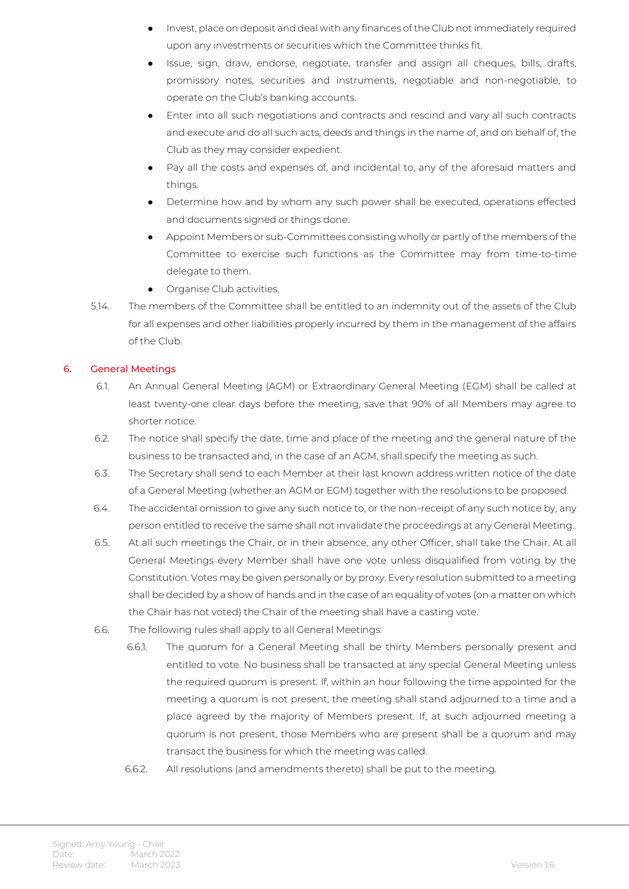- Invest, place on deposit and deal with any finances of the Club not immediately required upon any investments or securities which the Committee thinks fit.
- Issue, sign, draw, endorse, negotiate, transfer and assign all cheques, bills, drafts, promissory notes, securities and instruments, negotiable and non-negotiable, to operate on the Club's banking accounts.
- Enter into all such negotiations and contracts and rescind and vary all such contracts and execute and do all such acts, deeds and things in the name of, and on behalf of, the Club as they may consider expedient.
- Pay all the costs and expenses of, and incidental to, any of the aforesaid matters and things.
- Determine how and by whom any such power shall be executed, operations effected and documents signed or things done.
- Appoint Members or sub-Committees consisting wholly or partly of the members of the Committee to exercise such functions as the Committee may from time-to-time delegate to them.
- Organise Club activities.

5.14. The members of the Committee shall be entitled to an indemnity out of the assets of the Club for all expenses and other liabilities properly incurred by them in the management of the affairs of the Club.

## 6. General Meetings

6.1. An Annual General Meeting (AGM) or Extraordinary General Meeting (EGM) shall be called at least twenty-one clear days before the meeting, save that 90% of all Members may agree to shorter notice.

6.2. The notice shall specify the date, time and place of the meeting and the general nature of the business to be transacted and, in the case of an AGM, shall specify the meeting as such.

6.3. The Secretary shall send to each Member at their last known address written notice of the date of a General Meeting (whether an AGM or EGM) together with the resolutions to be proposed.

6.4. The accidental omission to give any such notice to, or the non-receipt of any such notice by, any person entitled to receive the same shall not invalidate the proceedings at any General Meeting..

6.5. At all such meetings the Chair, or in their absence, any other Officer, shall take the Chair. At all General Meetings every Member shall have one vote unless disqualified from voting by the Constitution. Votes may be given personally or by proxy. Every resolution submitted to a meeting shall be decided by a show of hands and in the case of an equality of votes (on a matter on which the Chair has not voted) the Chair of the meeting shall have a casting vote.

6.6. The following rules shall apply to all General Meetings:

6.6.1. The quorum for a General Meeting shall be thirty Members personally present and entitled to vote. No business shall be transacted at any special General Meeting unless the required quorum is present. If, within an hour following the time appointed for the meeting a quorum is not present, the meeting shall stand adjourned to a time and a place agreed by the majority of Members present. If, at such adjourned meeting a quorum is not present, those Members who are present shall be a quorum and may transact the business for which the meeting was called.

6.6.2. All resolutions (and amendments thereto) shall be put to the meeting.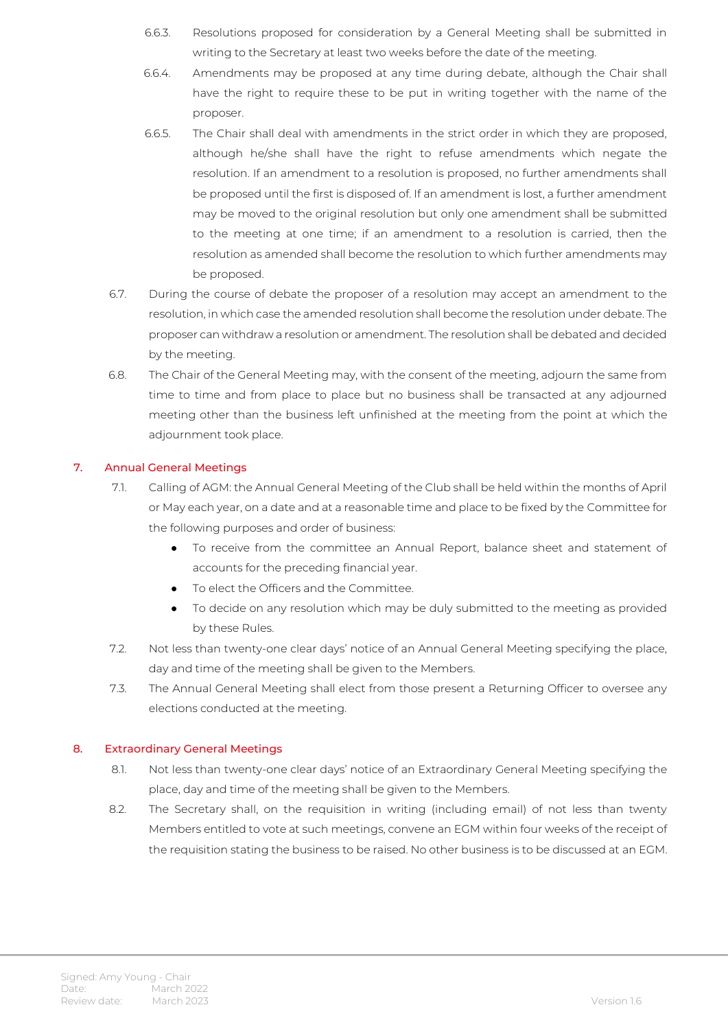6.6.3. Resolutions proposed for consideration by a General Meeting shall be submitted in writing to the Secretary at least two weeks before the date of the meeting.

6.6.4. Amendments may be proposed at any time during debate, although the Chair shall have the right to require these to be put in writing together with the name of the proposer.

6.6.5. The Chair shall deal with amendments in the strict order in which they are proposed, although he/she shall have the right to refuse amendments which negate the resolution. If an amendment to a resolution is proposed, no further amendments shall be proposed until the first is disposed of. If an amendment is lost, a further amendment may be moved to the original resolution but only one amendment shall be submitted to the meeting at one time; if an amendment to a resolution is carried, then the resolution as amended shall become the resolution to which further amendments may be proposed.

6.7. During the course of debate the proposer of a resolution may accept an amendment to the resolution, in which case the amended resolution shall become the resolution under debate. The proposer can withdraw a resolution or amendment. The resolution shall be debated and decided by the meeting.

6.8. The Chair of the General Meeting may, with the consent of the meeting, adjourn the same from time to time and from place to place but no business shall be transacted at any adjourned meeting other than the business left unfinished at the meeting from the point at which the adjournment took place.

## 7. Annual General Meetings

7.1. Calling of AGM: the Annual General Meeting of the Club shall be held within the months of April or May each year, on a date and at a reasonable time and place to be fixed by the Committee for the following purposes and order of business:

- To receive from the committee an Annual Report, balance sheet and statement of accounts for the preceding financial year.
- To elect the Officers and the Committee.
- To decide on any resolution which may be duly submitted to the meeting as provided by these Rules.

7.2. Not less than twenty-one clear days' notice of an Annual General Meeting specifying the place, day and time of the meeting shall be given to the Members.

7.3. The Annual General Meeting shall elect from those present a Returning Officer to oversee any elections conducted at the meeting.

## 8. Extraordinary General Meetings

8.1. Not less than twenty-one clear days' notice of an Extraordinary General Meeting specifying the place, day and time of the meeting shall be given to the Members.

8.2. The Secretary shall, on the requisition in writing (including email) of not less than twenty Members entitled to vote at such meetings, convene an EGM within four weeks of the receipt of the requisition stating the business to be raised. No other business is to be discussed at an EGM.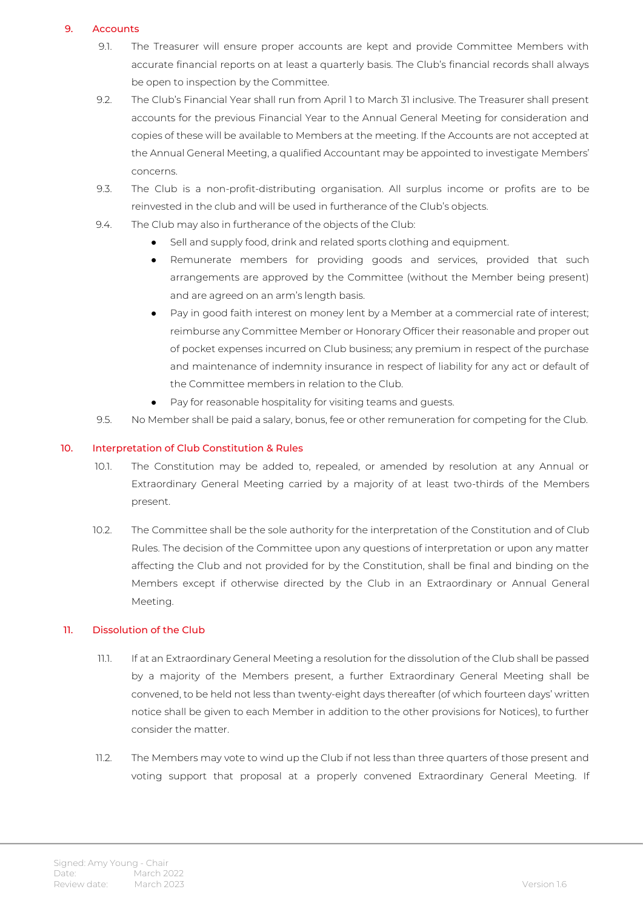## 9. Accounts

9.1. The Treasurer will ensure proper accounts are kept and provide Committee Members with accurate financial reports on at least a quarterly basis. The Club's financial records shall always be open to inspection by the Committee.

9.2. The Club's Financial Year shall run from April 1 to March 31 inclusive. The Treasurer shall present accounts for the previous Financial Year to the Annual General Meeting for consideration and copies of these will be available to Members at the meeting. If the Accounts are not accepted at the Annual General Meeting, a qualified Accountant may be appointed to investigate Members' concerns.

9.3. The Club is a non-profit-distributing organisation. All surplus income or profits are to be reinvested in the club and will be used in furtherance of the Club's objects.

9.4. The Club may also in furtherance of the objects of the Club:

- Sell and supply food, drink and related sports clothing and equipment.
- Remunerate members for providing goods and services, provided that such arrangements are approved by the Committee (without the Member being present) and are agreed on an arm's length basis.
- Pay in good faith interest on money lent by a Member at a commercial rate of interest; reimburse any Committee Member or Honorary Officer their reasonable and proper out of pocket expenses incurred on Club business; any premium in respect of the purchase and maintenance of indemnity insurance in respect of liability for any act or default of the Committee members in relation to the Club.
- Pay for reasonable hospitality for visiting teams and guests.

9.5. No Member shall be paid a salary, bonus, fee or other remuneration for competing for the Club.

## 10. Interpretation of Club Constitution & Rules

10.1. The Constitution may be added to, repealed, or amended by resolution at any Annual or Extraordinary General Meeting carried by a majority of at least two-thirds of the Members present.

10.2. The Committee shall be the sole authority for the interpretation of the Constitution and of Club Rules. The decision of the Committee upon any questions of interpretation or upon any matter affecting the Club and not provided for by the Constitution, shall be final and binding on the Members except if otherwise directed by the Club in an Extraordinary or Annual General Meeting.

## 11. Dissolution of the Club

11.1. If at an Extraordinary General Meeting a resolution for the dissolution of the Club shall be passed by a majority of the Members present, a further Extraordinary General Meeting shall be convened, to be held not less than twenty-eight days thereafter (of which fourteen days' written notice shall be given to each Member in addition to the other provisions for Notices), to further consider the matter.

11.2. The Members may vote to wind up the Club if not less than three quarters of those present and voting support that proposal at a properly convened Extraordinary General Meeting. If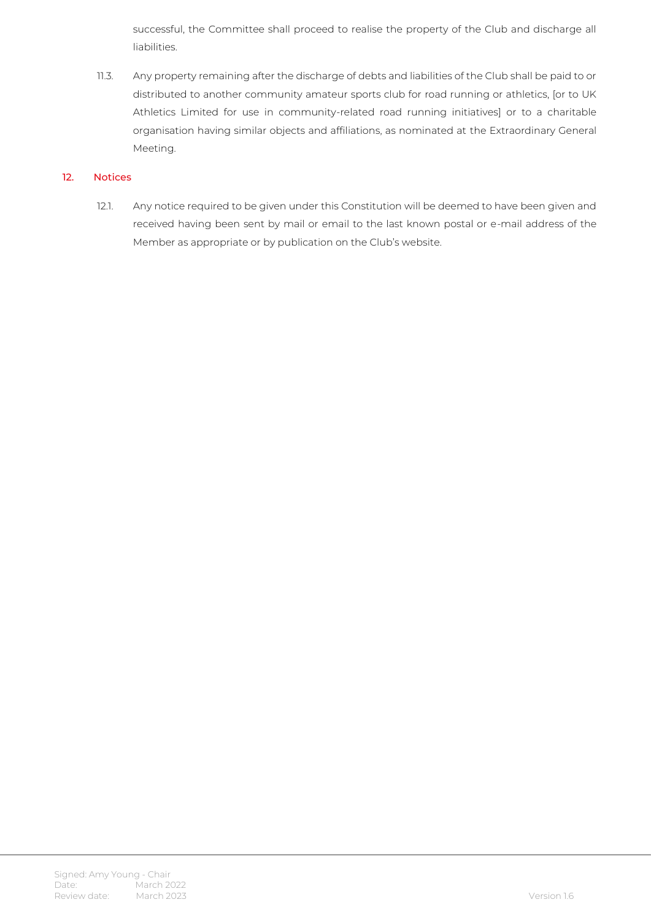successful, the Committee shall proceed to realise the property of the Club and discharge all liabilities.

11.3. Any property remaining after the discharge of debts and liabilities of the Club shall be paid to or distributed to another community amateur sports club for road running or athletics, [or to UK Athletics Limited for use in community-related road running initiatives] or to a charitable organisation having similar objects and affiliations, as nominated at the Extraordinary General Meeting.

## 12. Notices

12.1. Any notice required to be given under this Constitution will be deemed to have been given and received having been sent by mail or email to the last known postal or e-mail address of the Member as appropriate or by publication on the Club's website.

Signed: Amy Young - Chair
Date: March 2022
Review date: March 2023

Version 1.6